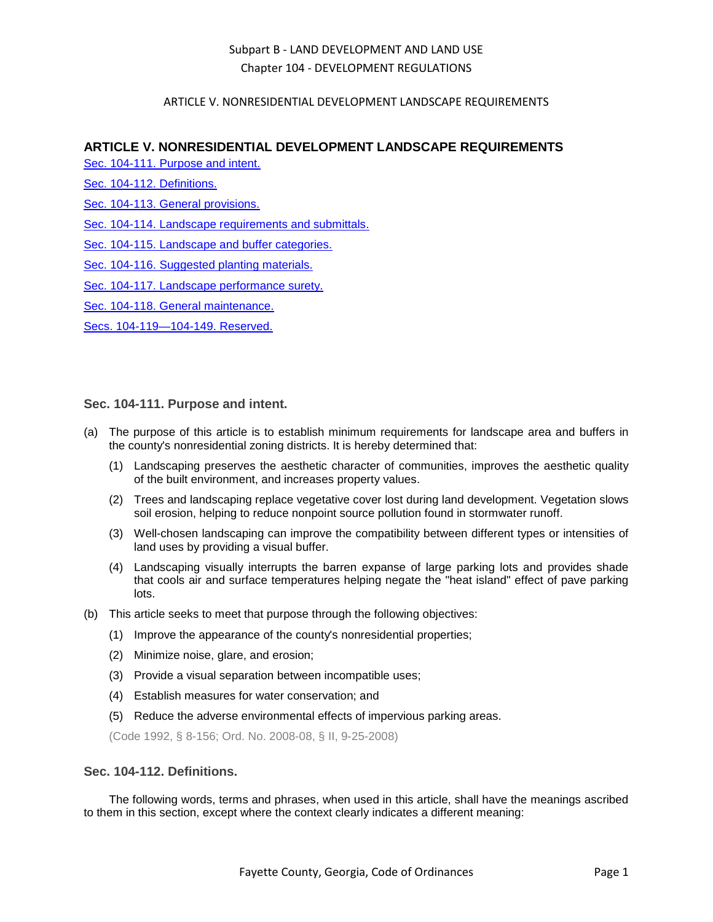## ARTICLE V. NONRESIDENTIAL DEVELOPMENT LANDSCAPE REQUIREMENTS

Sec. 104-111. Purpose and intent.

Sec. 104-112. Definitions.

Sec. 104-113. General provisions.

Sec. 104-114. Landscape requirements and submittals.

Sec. 104-115. Landscape and buffer categories.

Sec. 104-116. Suggested planting materials.

Sec. 104-117. Landscape performance surety.

Sec. 104-118. General maintenance.

Secs. 104-119—104-149. Reserved.

### Sec. 104-111. Purpose and intent.

(a) The purpose of this article is to establish minimum requirements for landscape area and buffers in the county's nonresidential zoning districts. It is hereby determined that:

(1) Landscaping preserves the aesthetic character of communities, improves the aesthetic quality of the built environment, and increases property values.

(2) Trees and landscaping replace vegetative cover lost during land development. Vegetation slows soil erosion, helping to reduce nonpoint source pollution found in stormwater runoff.

(3) Well-chosen landscaping can improve the compatibility between different types or intensities of land uses by providing a visual buffer.

(4) Landscaping visually interrupts the barren expanse of large parking lots and provides shade that cools air and surface temperatures helping negate the "heat island" effect of pave parking lots.

(b) This article seeks to meet that purpose through the following objectives:

(1) Improve the appearance of the county's nonresidential properties;

(2) Minimize noise, glare, and erosion;

(3) Provide a visual separation between incompatible uses;

(4) Establish measures for water conservation; and

(5) Reduce the adverse environmental effects of impervious parking areas.

(Code 1992, § 8-156; Ord. No. 2008-08, § II, 9-25-2008)

### Sec. 104-112. Definitions.

The following words, terms and phrases, when used in this article, shall have the meanings ascribed to them in this section, except where the context clearly indicates a different meaning: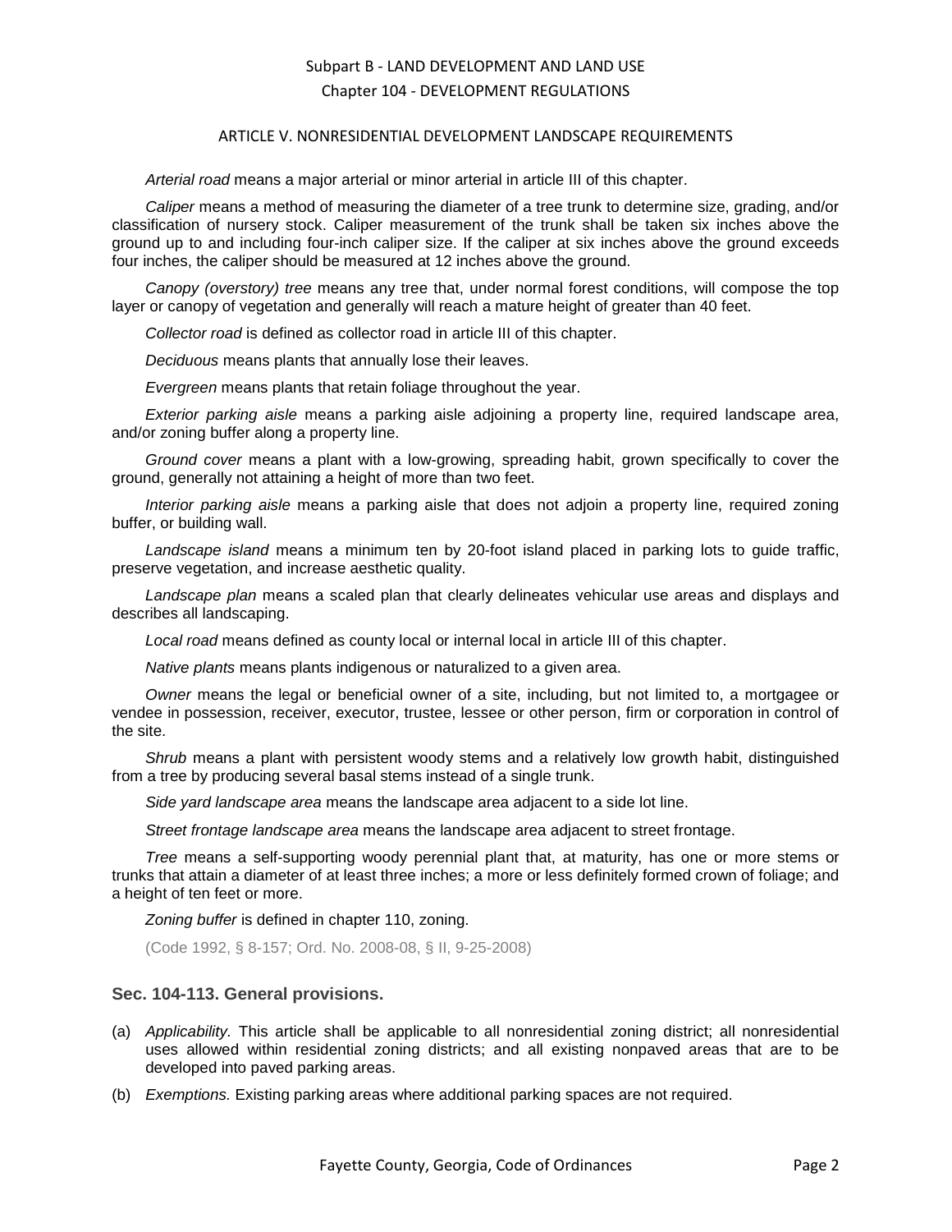*Arterial road* means a major arterial or minor arterial in article III of this chapter.

*Caliper* means a method of measuring the diameter of a tree trunk to determine size, grading, and/or classification of nursery stock. Caliper measurement of the trunk shall be taken six inches above the ground up to and including four-inch caliper size. If the caliper at six inches above the ground exceeds four inches, the caliper should be measured at 12 inches above the ground.

*Canopy (overstory) tree* means any tree that, under normal forest conditions, will compose the top layer or canopy of vegetation and generally will reach a mature height of greater than 40 feet.

*Collector road* is defined as collector road in article III of this chapter.

*Deciduous* means plants that annually lose their leaves.

*Evergreen* means plants that retain foliage throughout the year.

*Exterior parking aisle* means a parking aisle adjoining a property line, required landscape area, and/or zoning buffer along a property line.

*Ground cover* means a plant with a low-growing, spreading habit, grown specifically to cover the ground, generally not attaining a height of more than two feet.

*Interior parking aisle* means a parking aisle that does not adjoin a property line, required zoning buffer, or building wall.

*Landscape island* means a minimum ten by 20-foot island placed in parking lots to guide traffic, preserve vegetation, and increase aesthetic quality.

*Landscape plan* means a scaled plan that clearly delineates vehicular use areas and displays and describes all landscaping.

*Local road* means defined as county local or internal local in article III of this chapter.

*Native plants* means plants indigenous or naturalized to a given area.

*Owner* means the legal or beneficial owner of a site, including, but not limited to, a mortgagee or vendee in possession, receiver, executor, trustee, lessee or other person, firm or corporation in control of the site.

*Shrub* means a plant with persistent woody stems and a relatively low growth habit, distinguished from a tree by producing several basal stems instead of a single trunk.

*Side yard landscape area* means the landscape area adjacent to a side lot line.

*Street frontage landscape area* means the landscape area adjacent to street frontage.

*Tree* means a self-supporting woody perennial plant that, at maturity, has one or more stems or trunks that attain a diameter of at least three inches; a more or less definitely formed crown of foliage; and a height of ten feet or more.

*Zoning buffer* is defined in chapter 110, zoning.

(Code 1992, § 8-157; Ord. No. 2008-08, § II, 9-25-2008)

### Sec. 104-113. General provisions.

(a) *Applicability.* This article shall be applicable to all nonresidential zoning district; all nonresidential uses allowed within residential zoning districts; and all existing nonpaved areas that are to be developed into paved parking areas.

(b) *Exemptions.* Existing parking areas where additional parking spaces are not required.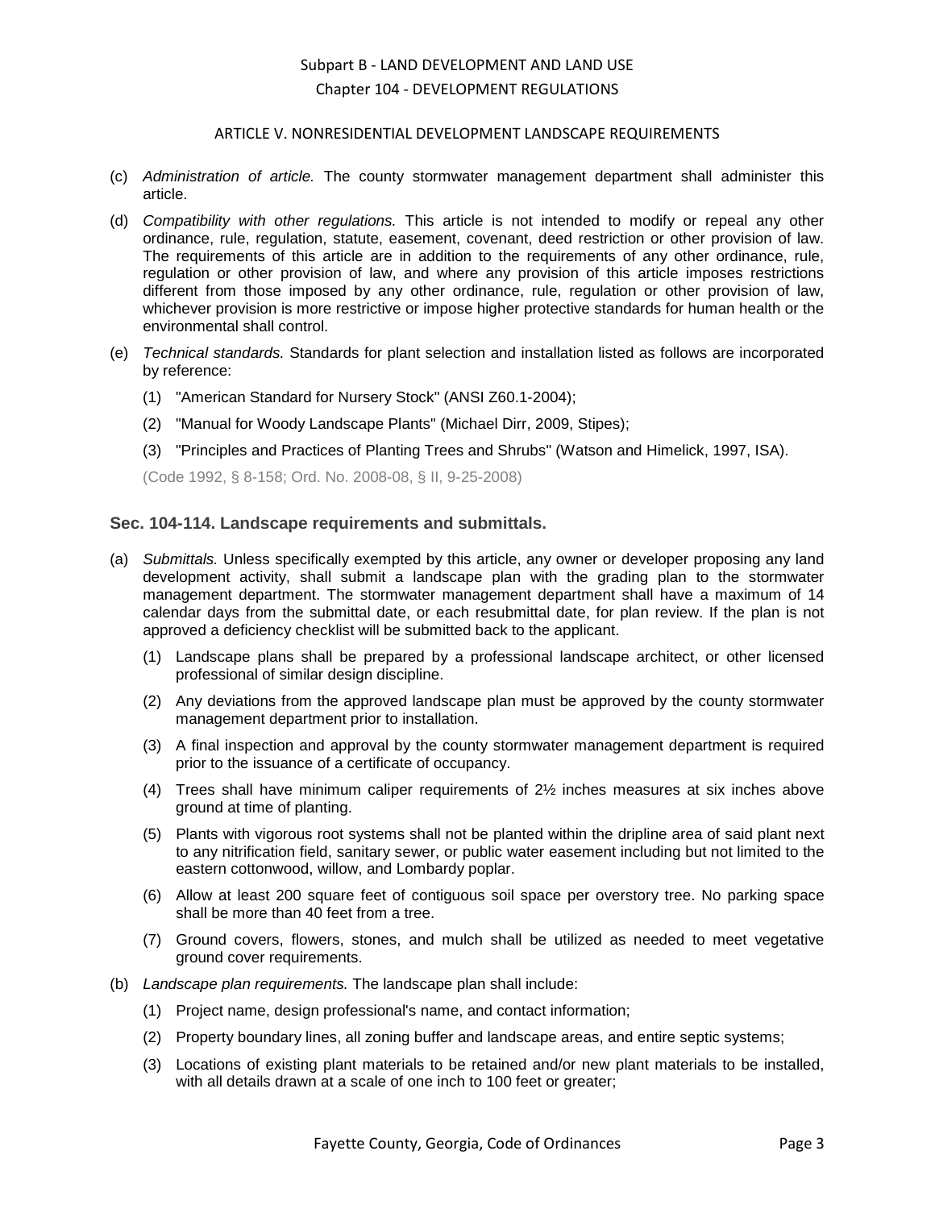ARTICLE V. NONRESIDENTIAL DEVELOPMENT LANDSCAPE REQUIREMENTS

(c) *Administration of article.* The county stormwater management department shall administer this article.

(d) *Compatibility with other regulations.* This article is not intended to modify or repeal any other ordinance, rule, regulation, statute, easement, covenant, deed restriction or other provision of law. The requirements of this article are in addition to the requirements of any other ordinance, rule, regulation or other provision of law, and where any provision of this article imposes restrictions different from those imposed by any other ordinance, rule, regulation or other provision of law, whichever provision is more restrictive or impose higher protective standards for human health or the environmental shall control.

(e) *Technical standards.* Standards for plant selection and installation listed as follows are incorporated by reference:

(1) "American Standard for Nursery Stock" (ANSI Z60.1-2004);

(2) "Manual for Woody Landscape Plants" (Michael Dirr, 2009, Stipes);

(3) "Principles and Practices of Planting Trees and Shrubs" (Watson and Himelick, 1997, ISA).

(Code 1992, § 8-158; Ord. No. 2008-08, § II, 9-25-2008)

### Sec. 104-114. Landscape requirements and submittals.

(a) *Submittals.* Unless specifically exempted by this article, any owner or developer proposing any land development activity, shall submit a landscape plan with the grading plan to the stormwater management department. The stormwater management department shall have a maximum of 14 calendar days from the submittal date, or each resubmittal date, for plan review. If the plan is not approved a deficiency checklist will be submitted back to the applicant.

(1) Landscape plans shall be prepared by a professional landscape architect, or other licensed professional of similar design discipline.

(2) Any deviations from the approved landscape plan must be approved by the county stormwater management department prior to installation.

(3) A final inspection and approval by the county stormwater management department is required prior to the issuance of a certificate of occupancy.

(4) Trees shall have minimum caliper requirements of 2½ inches measures at six inches above ground at time of planting.

(5) Plants with vigorous root systems shall not be planted within the dripline area of said plant next to any nitrification field, sanitary sewer, or public water easement including but not limited to the eastern cottonwood, willow, and Lombardy poplar.

(6) Allow at least 200 square feet of contiguous soil space per overstory tree. No parking space shall be more than 40 feet from a tree.

(7) Ground covers, flowers, stones, and mulch shall be utilized as needed to meet vegetative ground cover requirements.

(b) *Landscape plan requirements.* The landscape plan shall include:

(1) Project name, design professional's name, and contact information;

(2) Property boundary lines, all zoning buffer and landscape areas, and entire septic systems;

(3) Locations of existing plant materials to be retained and/or new plant materials to be installed, with all details drawn at a scale of one inch to 100 feet or greater;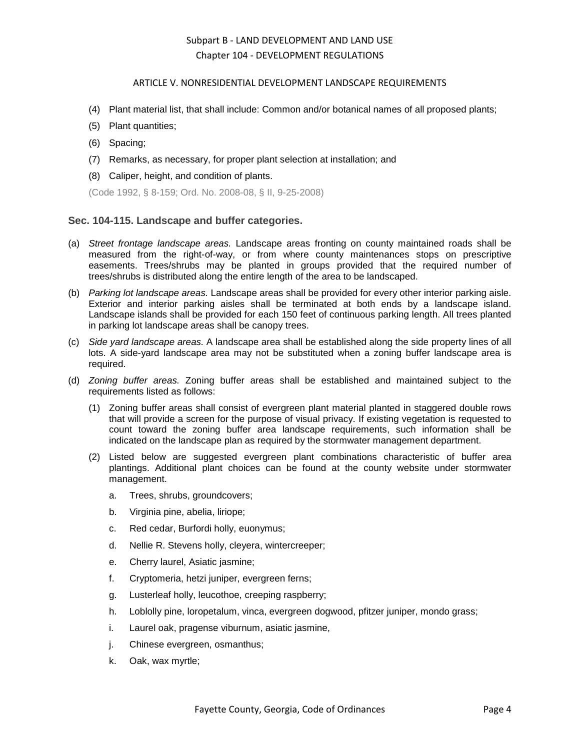(4) Plant material list, that shall include: Common and/or botanical names of all proposed plants;

(5) Plant quantities;

(6) Spacing;

(7) Remarks, as necessary, for proper plant selection at installation; and

(8) Caliper, height, and condition of plants.

(Code 1992, § 8-159; Ord. No. 2008-08, § II, 9-25-2008)

### Sec. 104-115. Landscape and buffer categories.

(a) *Street frontage landscape areas.* Landscape areas fronting on county maintained roads shall be measured from the right-of-way, or from where county maintenances stops on prescriptive easements. Trees/shrubs may be planted in groups provided that the required number of trees/shrubs is distributed along the entire length of the area to be landscaped.

(b) *Parking lot landscape areas.* Landscape areas shall be provided for every other interior parking aisle. Exterior and interior parking aisles shall be terminated at both ends by a landscape island. Landscape islands shall be provided for each 150 feet of continuous parking length. All trees planted in parking lot landscape areas shall be canopy trees.

(c) *Side yard landscape areas.* A landscape area shall be established along the side property lines of all lots. A side-yard landscape area may not be substituted when a zoning buffer landscape area is required.

(d) *Zoning buffer areas.* Zoning buffer areas shall be established and maintained subject to the requirements listed as follows:

(1) Zoning buffer areas shall consist of evergreen plant material planted in staggered double rows that will provide a screen for the purpose of visual privacy. If existing vegetation is requested to count toward the zoning buffer area landscape requirements, such information shall be indicated on the landscape plan as required by the stormwater management department.

(2) Listed below are suggested evergreen plant combinations characteristic of buffer area plantings. Additional plant choices can be found at the county website under stormwater management.

a. Trees, shrubs, groundcovers;

b. Virginia pine, abelia, liriope;

c. Red cedar, Burfordi holly, euonymus;

d. Nellie R. Stevens holly, cleyera, wintercreeper;

e. Cherry laurel, Asiatic jasmine;

f. Cryptomeria, hetzi juniper, evergreen ferns;

g. Lusterleaf holly, leucothoe, creeping raspberry;

h. Loblolly pine, loropetalum, vinca, evergreen dogwood, pfitzer juniper, mondo grass;

i. Laurel oak, pragense viburnum, asiatic jasmine,

j. Chinese evergreen, osmanthus;

k. Oak, wax myrtle;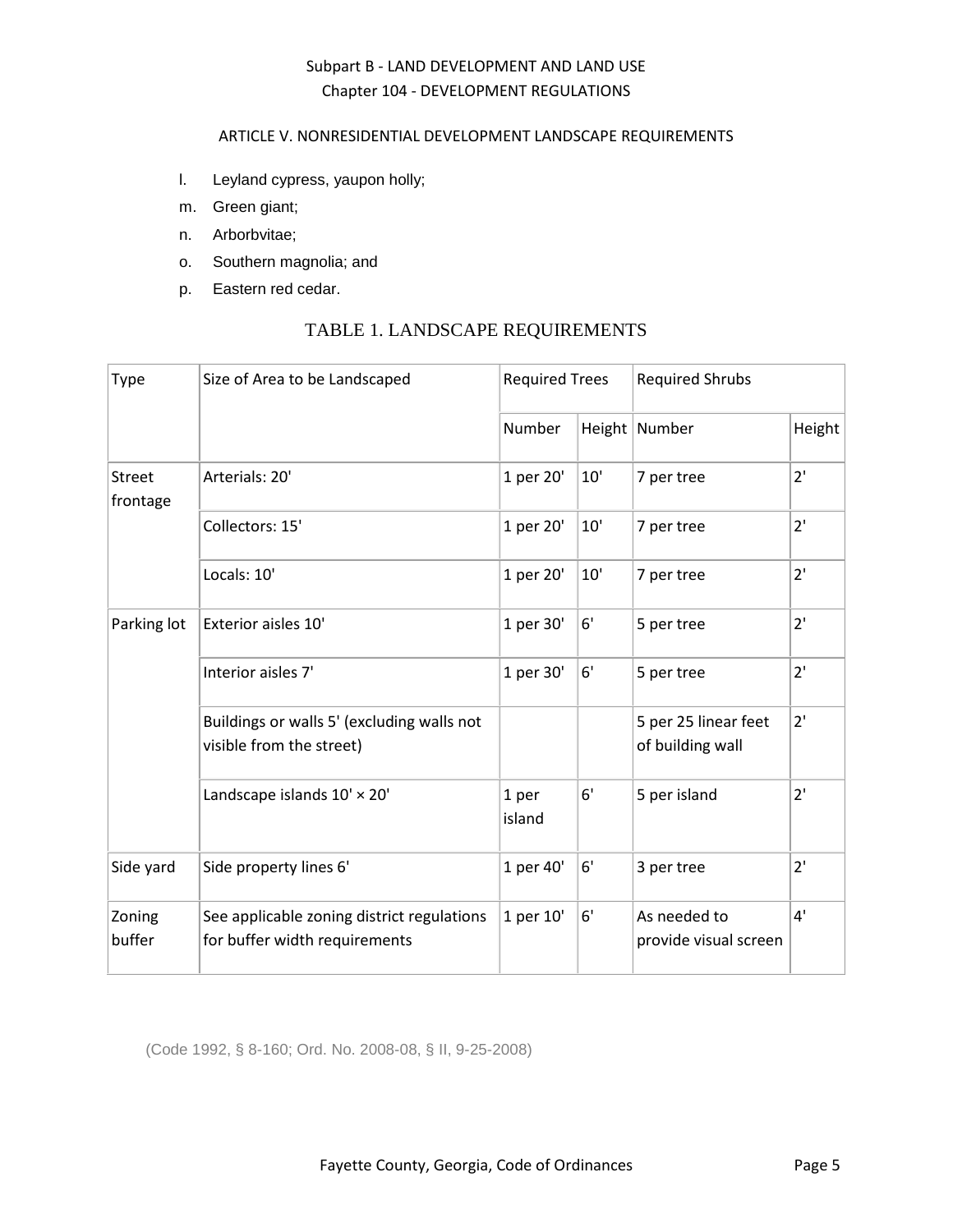l. Leyland cypress, yaupon holly;

m. Green giant;

n. Arborbvitae;

o. Southern magnolia; and

p. Eastern red cedar.

TABLE 1. LANDSCAPE REQUIREMENTS

| Type | Size of Area to be Landscaped | Required Trees | | Required Shrubs | |
|---|---|---|---|---|---|
| | | Number | Height | Number | Height |
| Street frontage | Arterials: 20' | 1 per 20' | 10' | 7 per tree | 2' |
| | Collectors: 15' | 1 per 20' | 10' | 7 per tree | 2' |
| | Locals: 10' | 1 per 20' | 10' | 7 per tree | 2' |
| Parking lot | Exterior aisles 10' | 1 per 30' | 6' | 5 per tree | 2' |
| | Interior aisles 7' | 1 per 30' | 6' | 5 per tree | 2' |
| | Buildings or walls 5' (excluding walls not visible from the street) | | | 5 per 25 linear feet of building wall | 2' |
| | Landscape islands 10' × 20' | 1 per island | 6' | 5 per island | 2' |
| Side yard | Side property lines 6' | 1 per 40' | 6' | 3 per tree | 2' |
| Zoning buffer | See applicable zoning district regulations for buffer width requirements | 1 per 10' | 6' | As needed to provide visual screen | 4' |

(Code 1992, § 8-160; Ord. No. 2008-08, § II, 9-25-2008)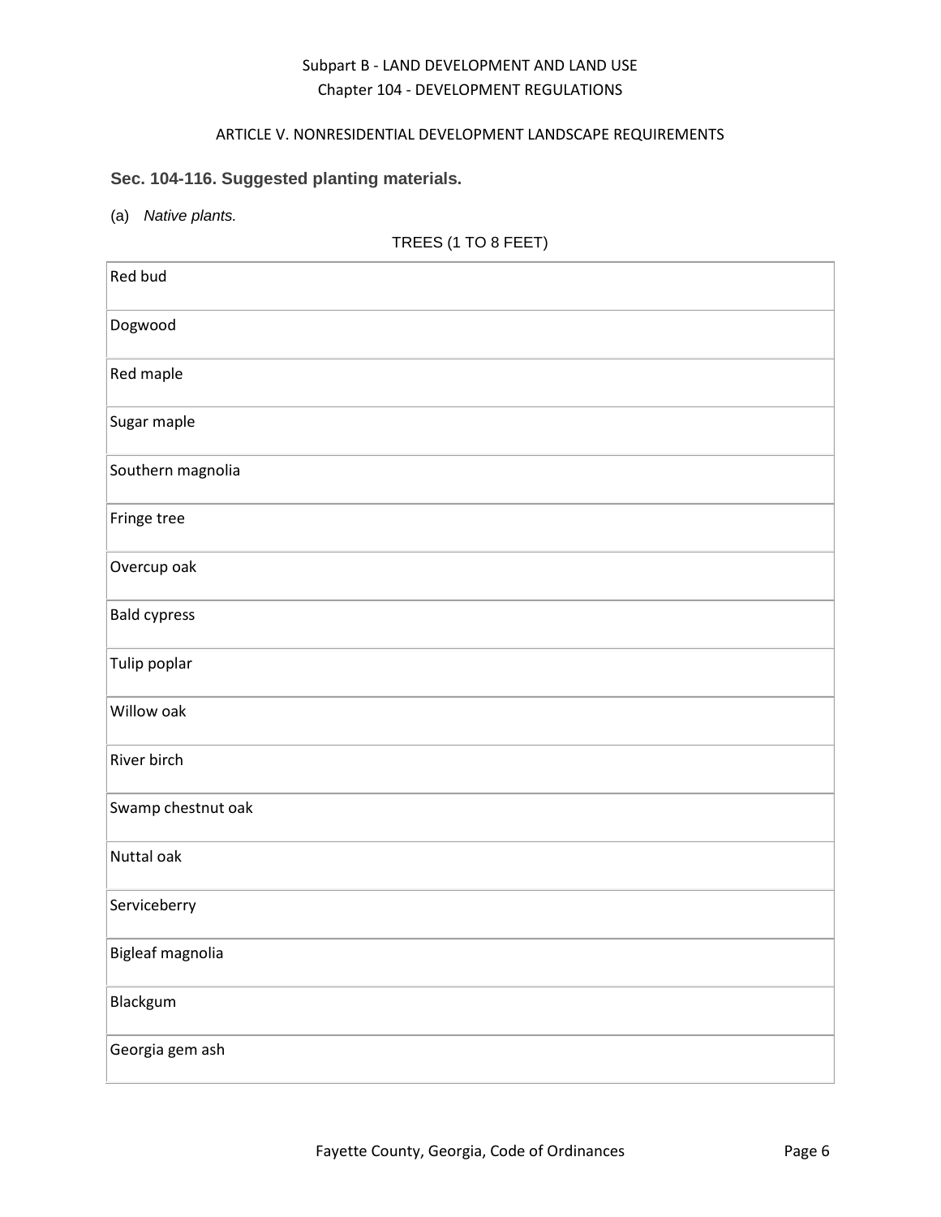Subpart B - LAND DEVELOPMENT AND LAND USE
Chapter 104 - DEVELOPMENT REGULATIONS

ARTICLE V. NONRESIDENTIAL DEVELOPMENT LANDSCAPE REQUIREMENTS

### Sec. 104-116. Suggested planting materials.

(a) *Native plants.*

TREES (1 TO 8 FEET)

| |
|---|
| Red bud |
| Dogwood |
| Red maple |
| Sugar maple |
| Southern magnolia |
| Fringe tree |
| Overcup oak |
| Bald cypress |
| Tulip poplar |
| Willow oak |
| River birch |
| Swamp chestnut oak |
| Nuttal oak |
| Serviceberry |
| Bigleaf magnolia |
| Blackgum |
| Georgia gem ash |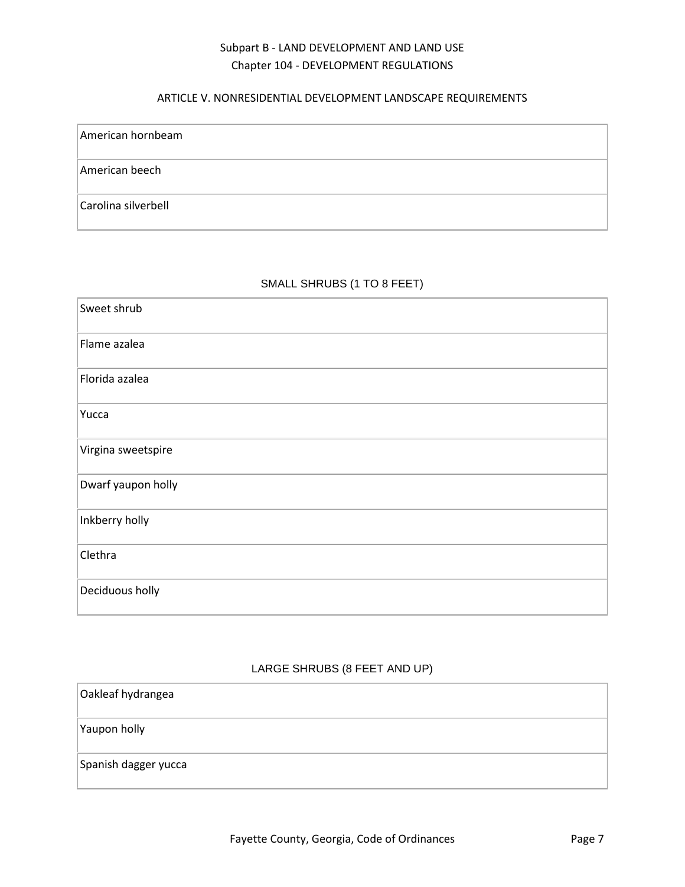| American hornbeam |
| --- |
| American beech |
| Carolina silverbell |

SMALL SHRUBS (1 TO 8 FEET)

| Sweet shrub |
| --- |
| Flame azalea |
| Florida azalea |
| Yucca |
| Virgina sweetspire |
| Dwarf yaupon holly |
| Inkberry holly |
| Clethra |
| Deciduous holly |

LARGE SHRUBS (8 FEET AND UP)

| Oakleaf hydrangea |
| --- |
| Yaupon holly |
| Spanish dagger yucca |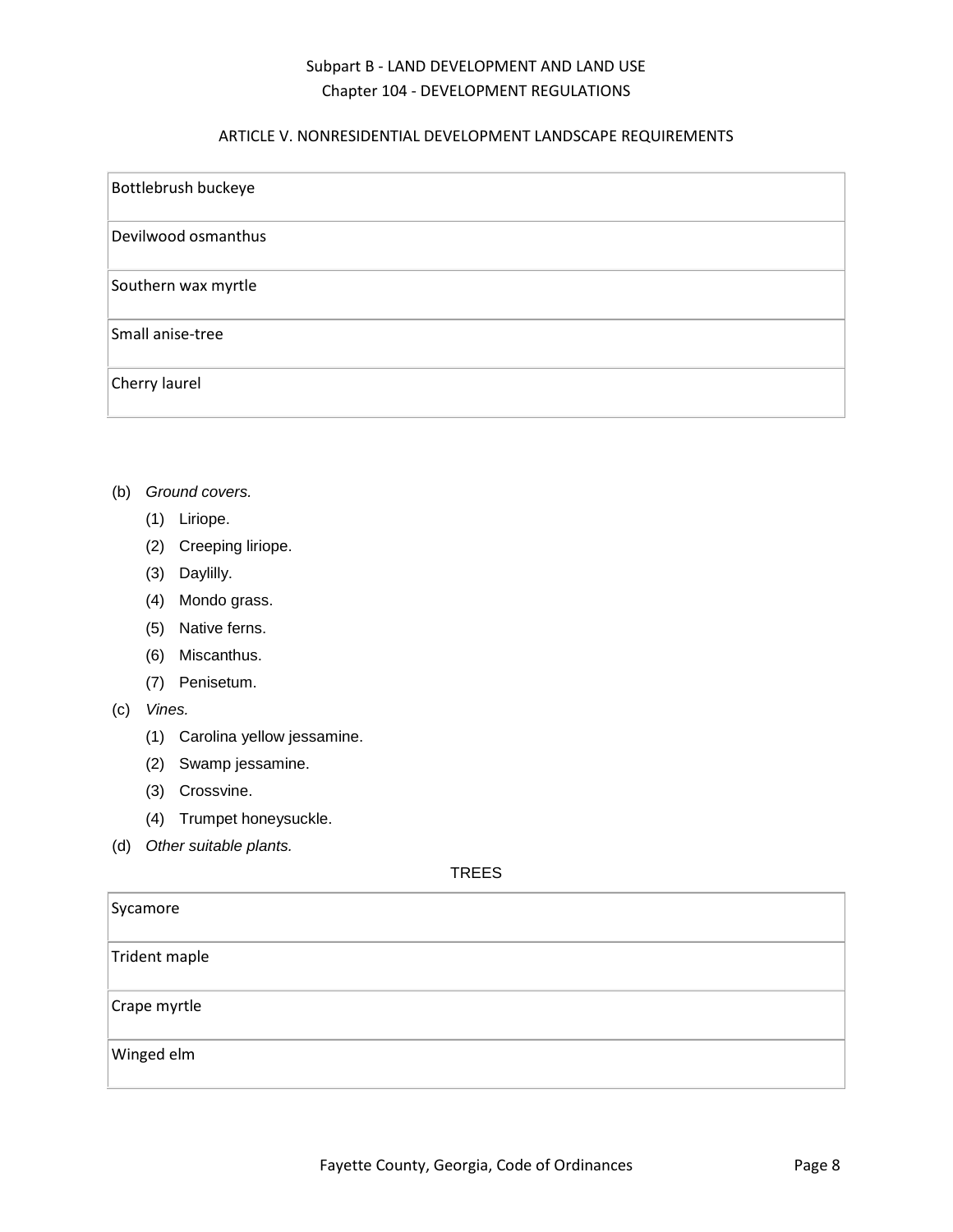| Bottlebrush buckeye |
| --- |
| Devilwood osmanthus |
| Southern wax myrtle |
| Small anise-tree |
| Cherry laurel |

(b) *Ground covers.*

(1) Liriope.

(2) Creeping liriope.

(3) Daylilly.

(4) Mondo grass.

(5) Native ferns.

(6) Miscanthus.

(7) Penisetum.

(c) *Vines.*

(1) Carolina yellow jessamine.

(2) Swamp jessamine.

(3) Crossvine.

(4) Trumpet honeysuckle.

(d) *Other suitable plants.*

TREES

| Sycamore |
| --- |
| Trident maple |
| Crape myrtle |
| Winged elm |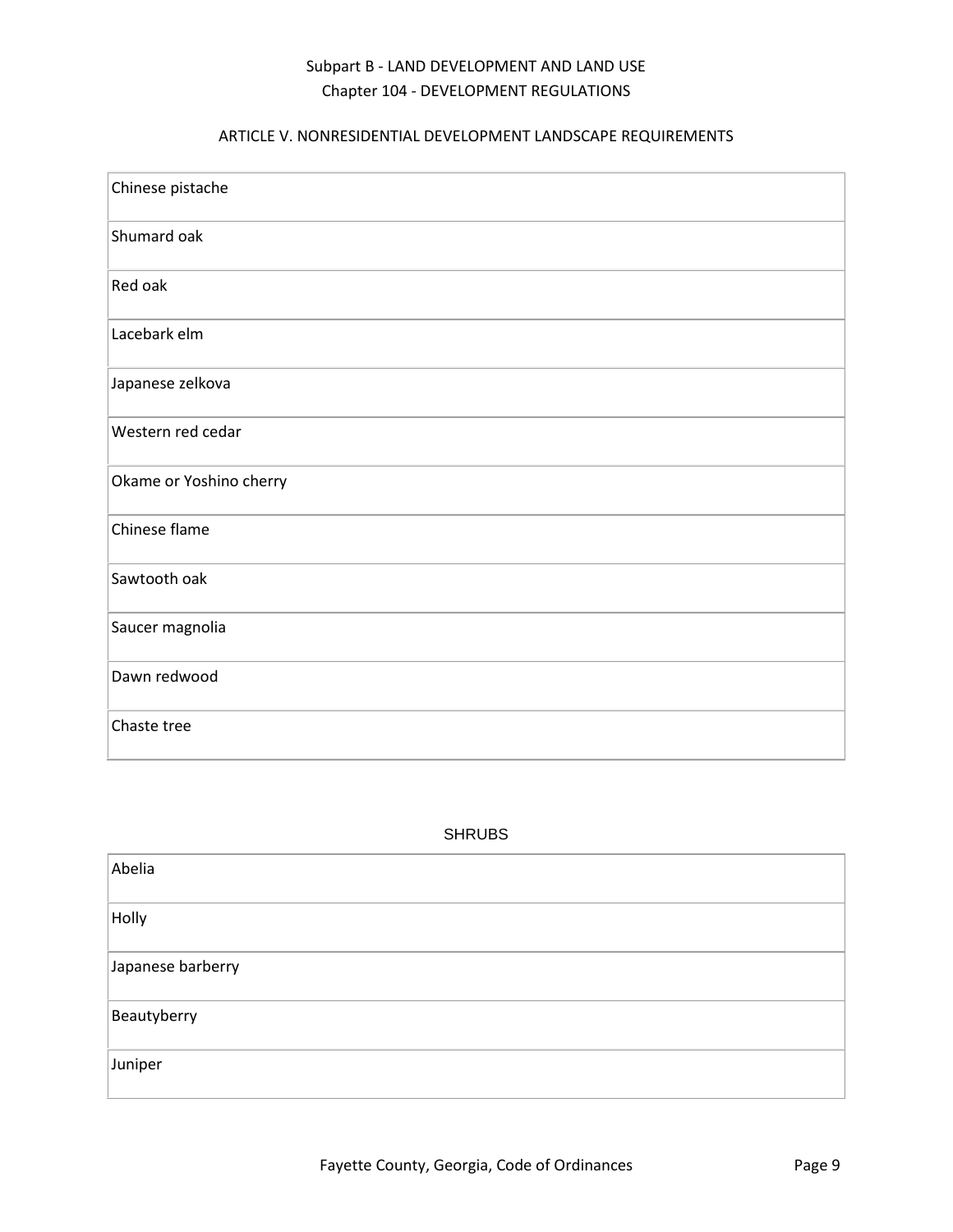| Chinese pistache |
| --- |
| Shumard oak |
| Red oak |
| Lacebark elm |
| Japanese zelkova |
| Western red cedar |
| Okame or Yoshino cherry |
| Chinese flame |
| Sawtooth oak |
| Saucer magnolia |
| Dawn redwood |
| Chaste tree |

SHRUBS

| Abelia |
| --- |
| Holly |
| Japanese barberry |
| Beautyberry |
| Juniper |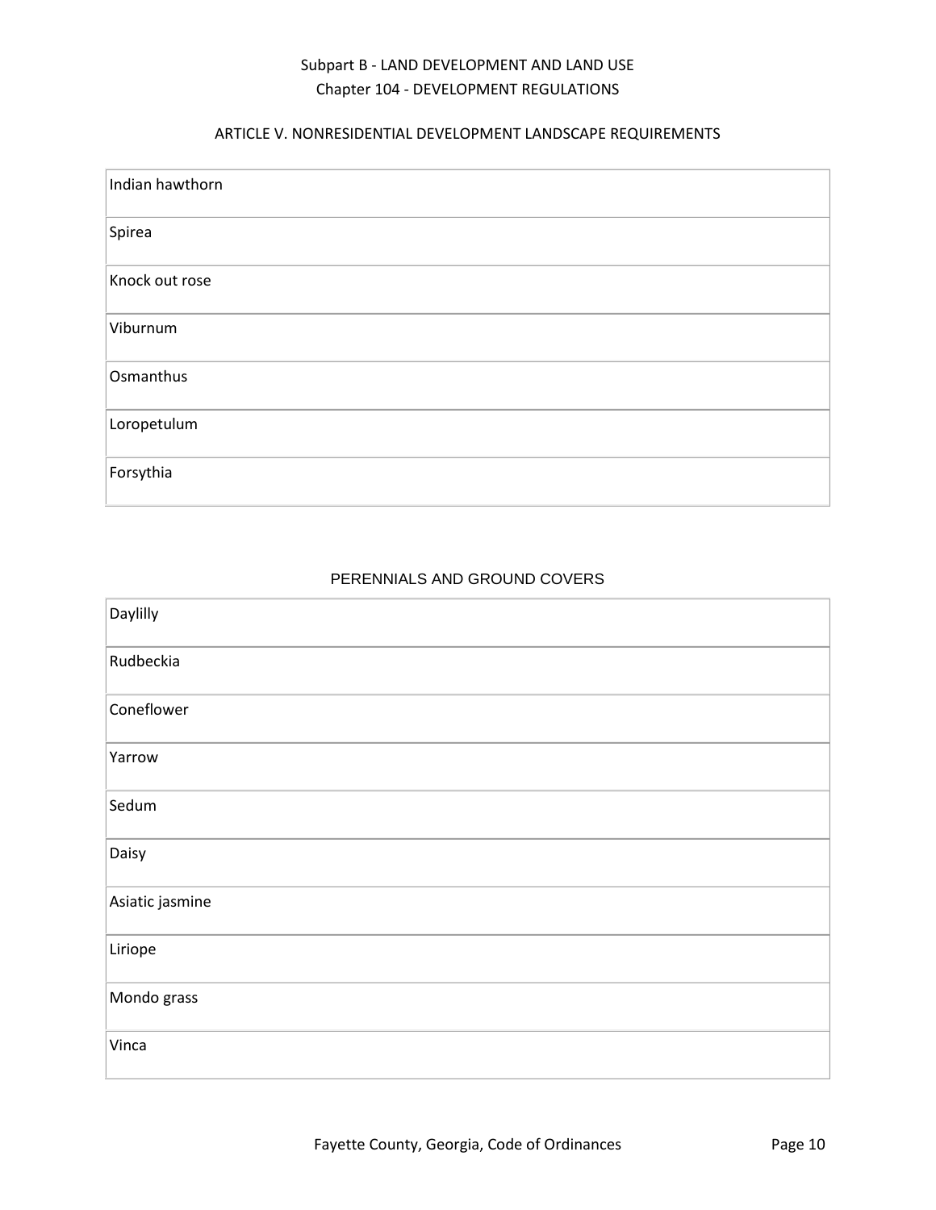| Indian hawthorn |
|---|
| Spirea |
| Knock out rose |
| Viburnum |
| Osmanthus |
| Loropetulum |
| Forsythia |

PERENNIALS AND GROUND COVERS

| Daylilly |
|---|
| Rudbeckia |
| Coneflower |
| Yarrow |
| Sedum |
| Daisy |
| Asiatic jasmine |
| Liriope |
| Mondo grass |
| Vinca |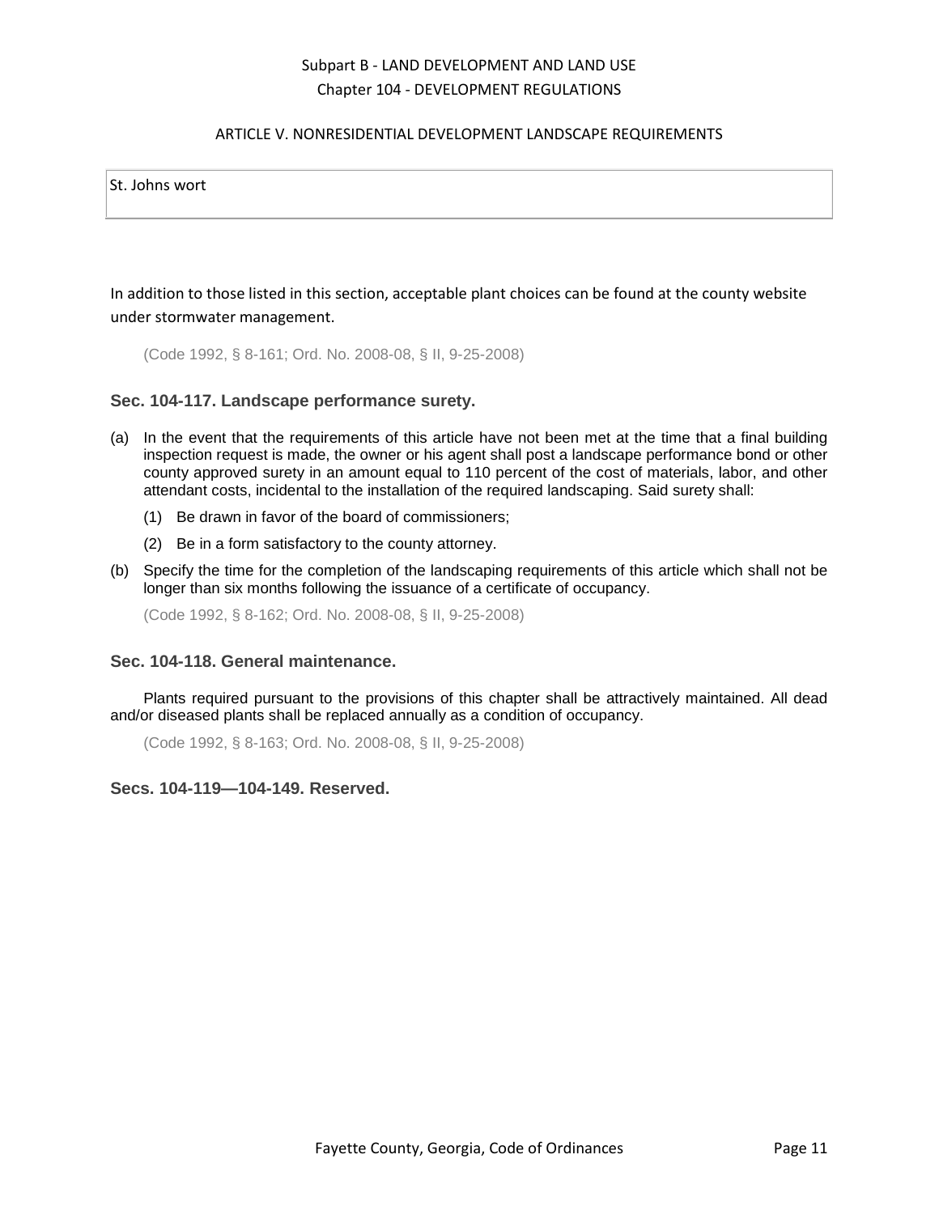| |
|---|
| St. Johns wort |

In addition to those listed in this section, acceptable plant choices can be found at the county website under stormwater management.

(Code 1992, § 8-161; Ord. No. 2008-08, § II, 9-25-2008)

### Sec. 104-117. Landscape performance surety.

(a) In the event that the requirements of this article have not been met at the time that a final building inspection request is made, the owner or his agent shall post a landscape performance bond or other county approved surety in an amount equal to 110 percent of the cost of materials, labor, and other attendant costs, incidental to the installation of the required landscaping. Said surety shall:

  (1) Be drawn in favor of the board of commissioners;

  (2) Be in a form satisfactory to the county attorney.

(b) Specify the time for the completion of the landscaping requirements of this article which shall not be longer than six months following the issuance of a certificate of occupancy.

(Code 1992, § 8-162; Ord. No. 2008-08, § II, 9-25-2008)

### Sec. 104-118. General maintenance.

Plants required pursuant to the provisions of this chapter shall be attractively maintained. All dead and/or diseased plants shall be replaced annually as a condition of occupancy.

(Code 1992, § 8-163; Ord. No. 2008-08, § II, 9-25-2008)

### Secs. 104-119—104-149. Reserved.